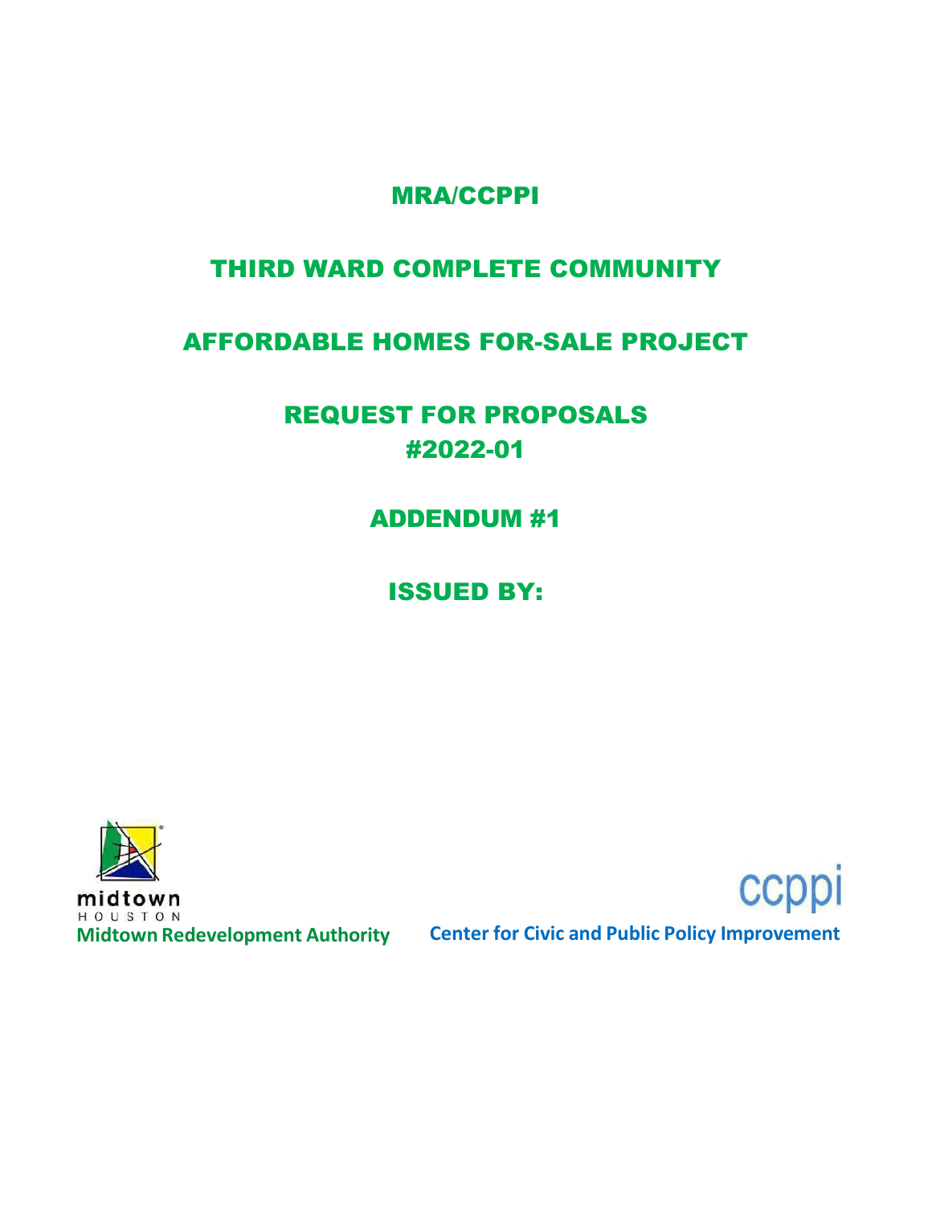# MRA/CCPPI

# THIRD WARD COMPLETE COMMUNITY

# AFFORDABLE HOMES FOR-SALE PROJECT

# REQUEST FOR PROPOSALS
# #2022-01

# ADDENDUM #1

# ISSUED BY:

midtown
HOUSTON
**Midtown Redevelopment Authority**

ccppi
**Center for Civic and Public Policy Improvement**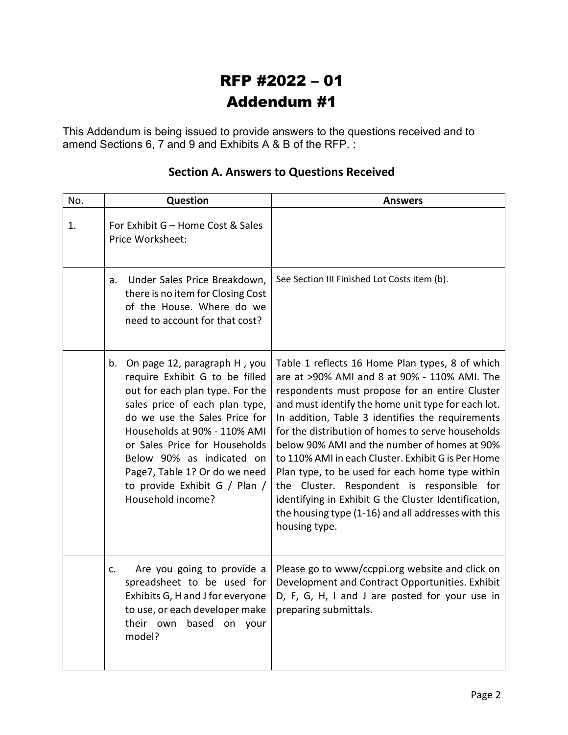# RFP #2022 – 01
# Addendum #1

This Addendum is being issued to provide answers to the questions received and to amend Sections 6, 7 and 9 and Exhibits A & B of the RFP. :

## Section A. Answers to Questions Received

| No. | Question | Answers |
|---|---|---|
| 1. | For Exhibit G – Home Cost & Sales Price Worksheet: | |
| | a. Under Sales Price Breakdown, there is no item for Closing Cost of the House. Where do we need to account for that cost? | See Section III Finished Lot Costs item (b). |
| | b. On page 12, paragraph H , you require Exhibit G to be filled out for each plan type. For the sales price of each plan type, do we use the Sales Price for Households at 90% - 110% AMI or Sales Price for Households Below 90% as indicated on Page7, Table 1? Or do we need to provide Exhibit G / Plan / Household income? | Table 1 reflects 16 Home Plan types, 8 of which are at >90% AMI and 8 at 90% - 110% AMI. The respondents must propose for an entire Cluster and must identify the home unit type for each lot. In addition, Table 3 identifies the requirements for the distribution of homes to serve households below 90% AMI and the number of homes at 90% to 110% AMI in each Cluster. Exhibit G is Per Home Plan type, to be used for each home type within the Cluster. Respondent is responsible for identifying in Exhibit G the Cluster Identification, the housing type (1-16) and all addresses with this housing type. |
| | c. Are you going to provide a spreadsheet to be used for Exhibits G, H and J for everyone to use, or each developer make their own based on your model? | Please go to www/ccppi.org website and click on Development and Contract Opportunities. Exhibit D, F, G, H, I and J are posted for your use in preparing submittals. |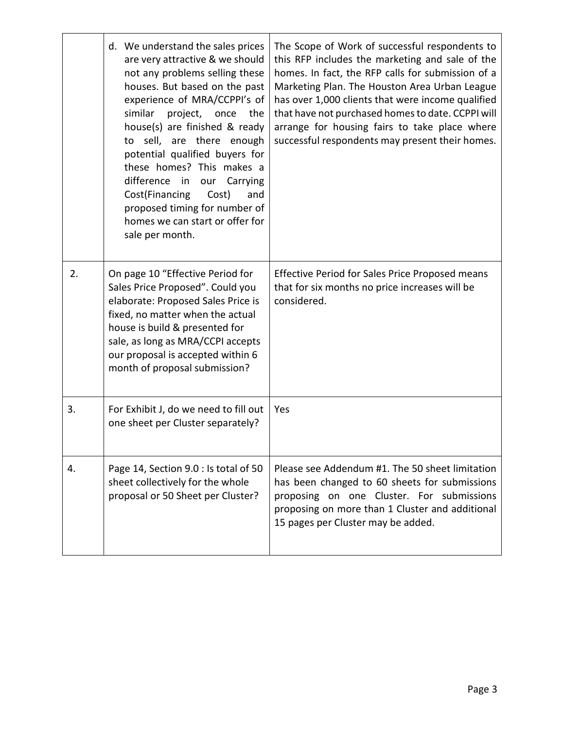| | | |
|---|---|---|
| | d. We understand the sales prices are very attractive & we should not any problems selling these houses. But based on the past experience of MRA/CCPPI's of similar project, once the house(s) are finished & ready to sell, are there enough potential qualified buyers for these homes? This makes a difference in our Carrying Cost(Financing Cost) and proposed timing for number of homes we can start or offer for sale per month. | The Scope of Work of successful respondents to this RFP includes the marketing and sale of the homes. In fact, the RFP calls for submission of a Marketing Plan. The Houston Area Urban League has over 1,000 clients that were income qualified that have not purchased homes to date. CCPPI will arrange for housing fairs to take place where successful respondents may present their homes. |
| 2. | On page 10 "Effective Period for Sales Price Proposed". Could you elaborate: Proposed Sales Price is fixed, no matter when the actual house is build & presented for sale, as long as MRA/CCPI accepts our proposal is accepted within 6 month of proposal submission? | Effective Period for Sales Price Proposed means that for six months no price increases will be considered. |
| 3. | For Exhibit J, do we need to fill out one sheet per Cluster separately? | Yes |
| 4. | Page 14, Section 9.0 : Is total of 50 sheet collectively for the whole proposal or 50 Sheet per Cluster? | Please see Addendum #1. The 50 sheet limitation has been changed to 60 sheets for submissions proposing on one Cluster. For submissions proposing on more than 1 Cluster and additional 15 pages per Cluster may be added. |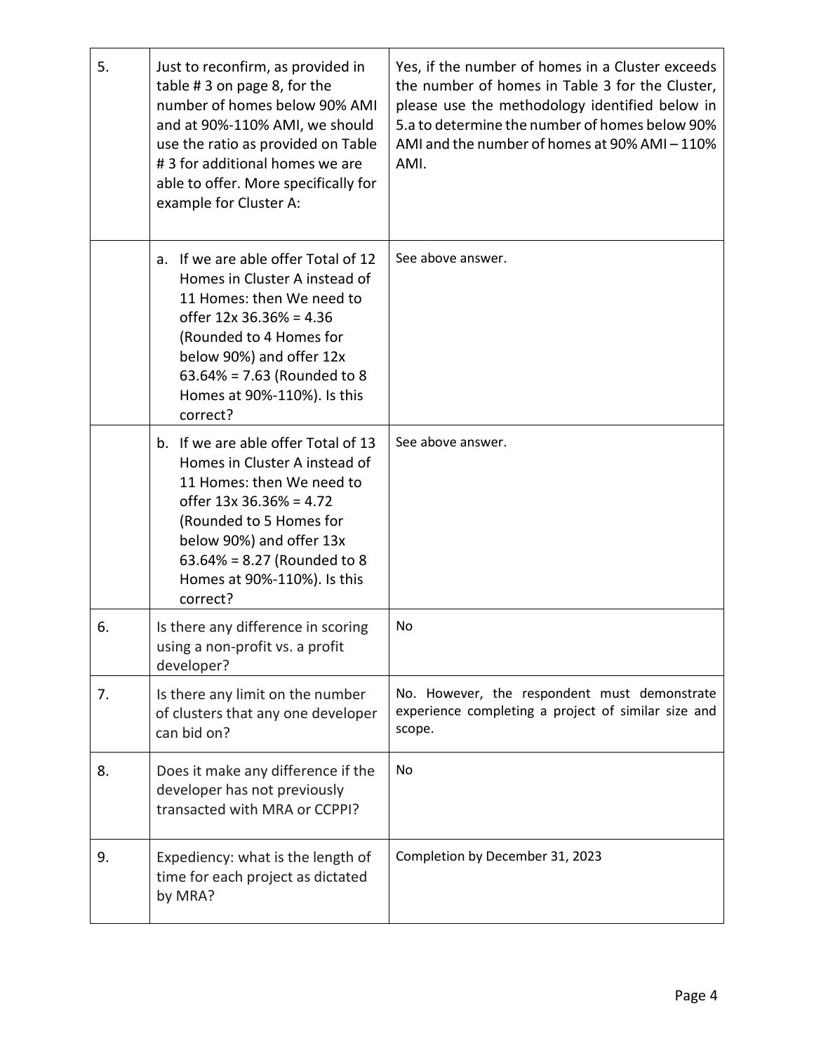| | | |
|---|---|---|
| 5. | Just to reconfirm, as provided in table # 3 on page 8, for the number of homes below 90% AMI and at 90%-110% AMI, we should use the ratio as provided on Table # 3 for additional homes we are able to offer. More specifically for example for Cluster A: | Yes, if the number of homes in a Cluster exceeds the number of homes in Table 3 for the Cluster, please use the methodology identified below in 5.a to determine the number of homes below 90% AMI and the number of homes at 90% AMI – 110% AMI. |
| | a. If we are able offer Total of 12 Homes in Cluster A instead of 11 Homes: then We need to offer 12x 36.36% = 4.36 (Rounded to 4 Homes for below 90%) and offer 12x 63.64% = 7.63 (Rounded to 8 Homes at 90%-110%). Is this correct? | See above answer. |
| | b. If we are able offer Total of 13 Homes in Cluster A instead of 11 Homes: then We need to offer 13x 36.36% = 4.72 (Rounded to 5 Homes for below 90%) and offer 13x 63.64% = 8.27 (Rounded to 8 Homes at 90%-110%). Is this correct? | See above answer. |
| 6. | Is there any difference in scoring using a non-profit vs. a profit developer? | No |
| 7. | Is there any limit on the number of clusters that any one developer can bid on? | No. However, the respondent must demonstrate experience completing a project of similar size and scope. |
| 8. | Does it make any difference if the developer has not previously transacted with MRA or CCPPI? | No |
| 9. | Expediency: what is the length of time for each project as dictated by MRA? | Completion by December 31, 2023 |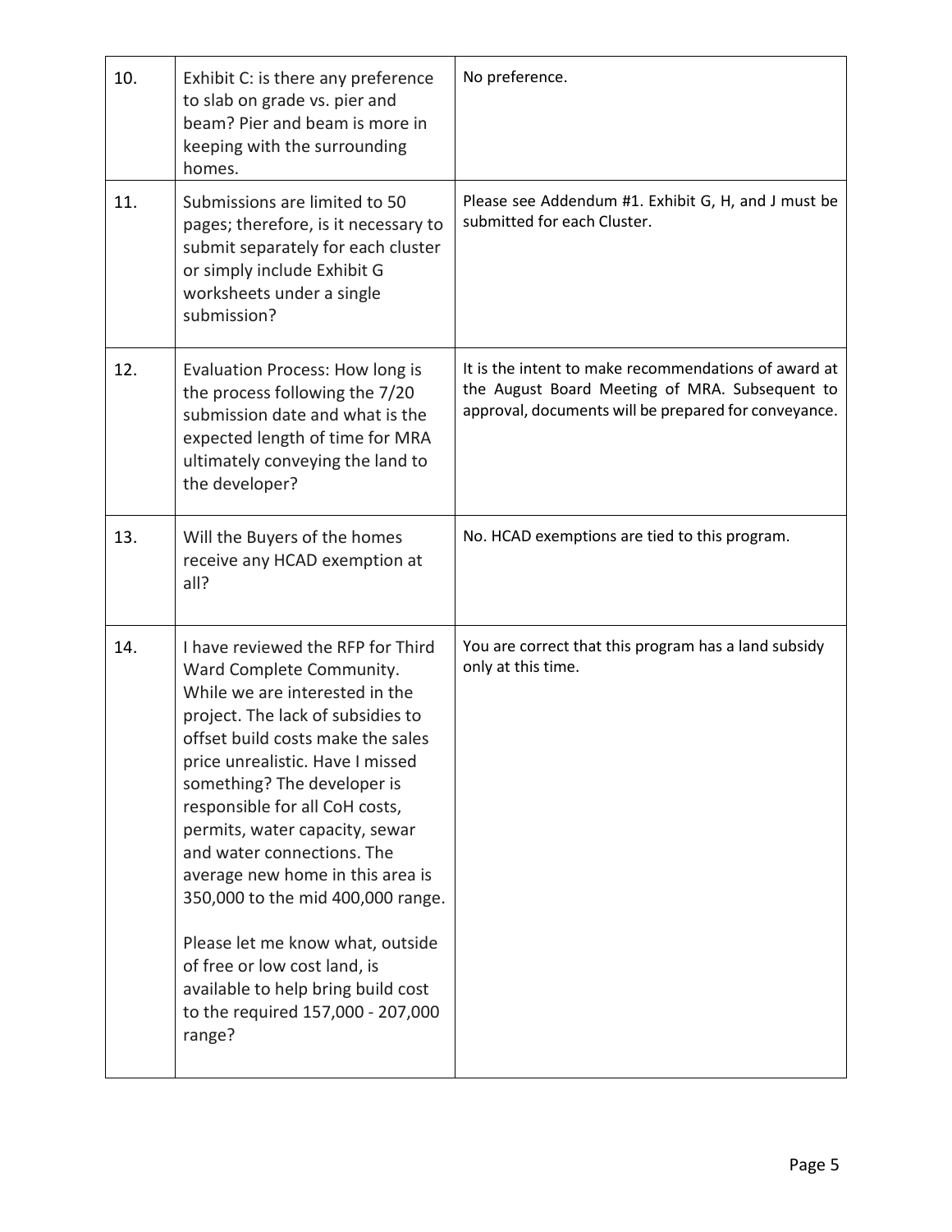| | | |
|---|---|---|
| 10. | Exhibit C: is there any preference to slab on grade vs. pier and beam? Pier and beam is more in keeping with the surrounding homes. | No preference. |
| 11. | Submissions are limited to 50 pages; therefore, is it necessary to submit separately for each cluster or simply include Exhibit G worksheets under a single submission? | Please see Addendum #1. Exhibit G, H, and J must be submitted for each Cluster. |
| 12. | Evaluation Process: How long is the process following the 7/20 submission date and what is the expected length of time for MRA ultimately conveying the land to the developer? | It is the intent to make recommendations of award at the August Board Meeting of MRA. Subsequent to approval, documents will be prepared for conveyance. |
| 13. | Will the Buyers of the homes receive any HCAD exemption at all? | No. HCAD exemptions are tied to this program. |
| 14. | I have reviewed the RFP for Third Ward Complete Community. While we are interested in the project. The lack of subsidies to offset build costs make the sales price unrealistic. Have I missed something? The developer is responsible for all CoH costs, permits, water capacity, sewar and water connections. The average new home in this area is 350,000 to the mid 400,000 range.<br><br>Please let me know what, outside of free or low cost land, is available to help bring build cost to the required 157,000 - 207,000 range? | You are correct that this program has a land subsidy only at this time. |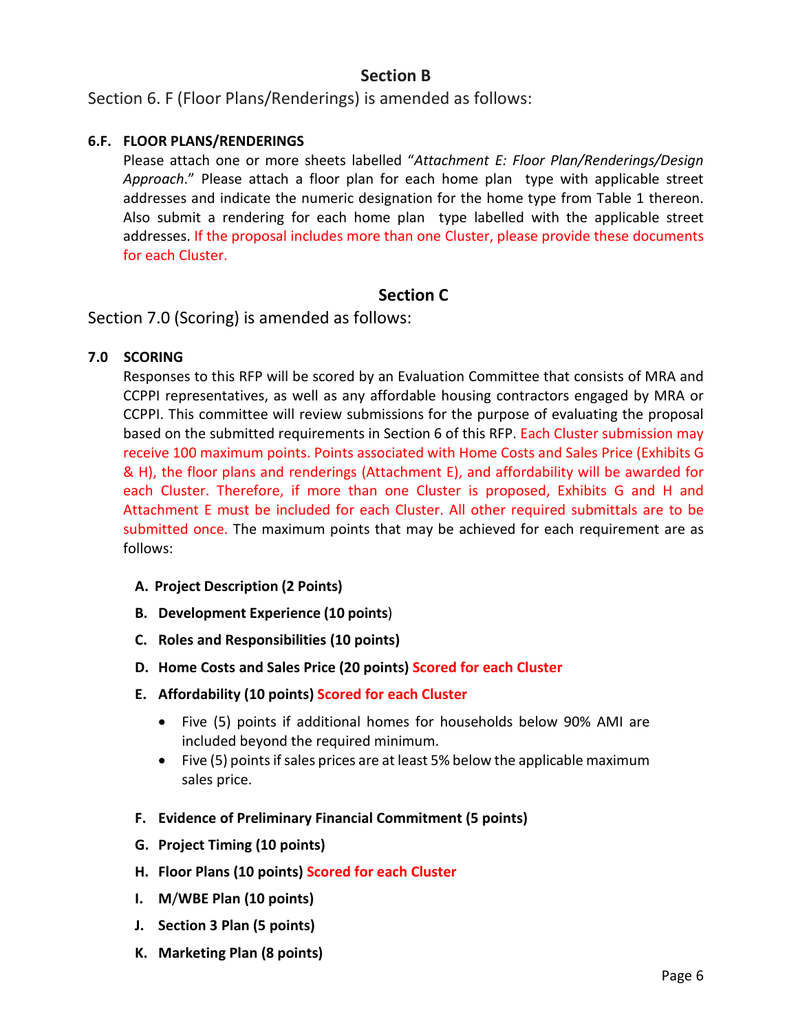## Section B

Section 6. F (Floor Plans/Renderings) is amended as follows:

**6.F. FLOOR PLANS/RENDERINGS**

Please attach one or more sheets labelled "*Attachment E: Floor Plan/Renderings/Design Approach*." Please attach a floor plan for each home plan type with applicable street addresses and indicate the numeric designation for the home type from Table 1 thereon. Also submit a rendering for each home plan type labelled with the applicable street addresses. If the proposal includes more than one Cluster, please provide these documents for each Cluster.

## Section C

Section 7.0 (Scoring) is amended as follows:

**7.0 SCORING**

Responses to this RFP will be scored by an Evaluation Committee that consists of MRA and CCPPI representatives, as well as any affordable housing contractors engaged by MRA or CCPPI. This committee will review submissions for the purpose of evaluating the proposal based on the submitted requirements in Section 6 of this RFP. Each Cluster submission may receive 100 maximum points. Points associated with Home Costs and Sales Price (Exhibits G & H), the floor plans and renderings (Attachment E), and affordability will be awarded for each Cluster. Therefore, if more than one Cluster is proposed, Exhibits G and H and Attachment E must be included for each Cluster. All other required submittals are to be submitted once. The maximum points that may be achieved for each requirement are as follows:

**A. Project Description (2 Points)**

**B. Development Experience (10 points)**

**C. Roles and Responsibilities (10 points)**

**D. Home Costs and Sales Price (20 points) Scored for each Cluster**

**E. Affordability (10 points) Scored for each Cluster**

- Five (5) points if additional homes for households below 90% AMI are included beyond the required minimum.
- Five (5) points if sales prices are at least 5% below the applicable maximum sales price.

**F. Evidence of Preliminary Financial Commitment (5 points)**

**G. Project Timing (10 points)**

**H. Floor Plans (10 points) Scored for each Cluster**

**I. M/WBE Plan (10 points)**

**J. Section 3 Plan (5 points)**

**K. Marketing Plan (8 points)**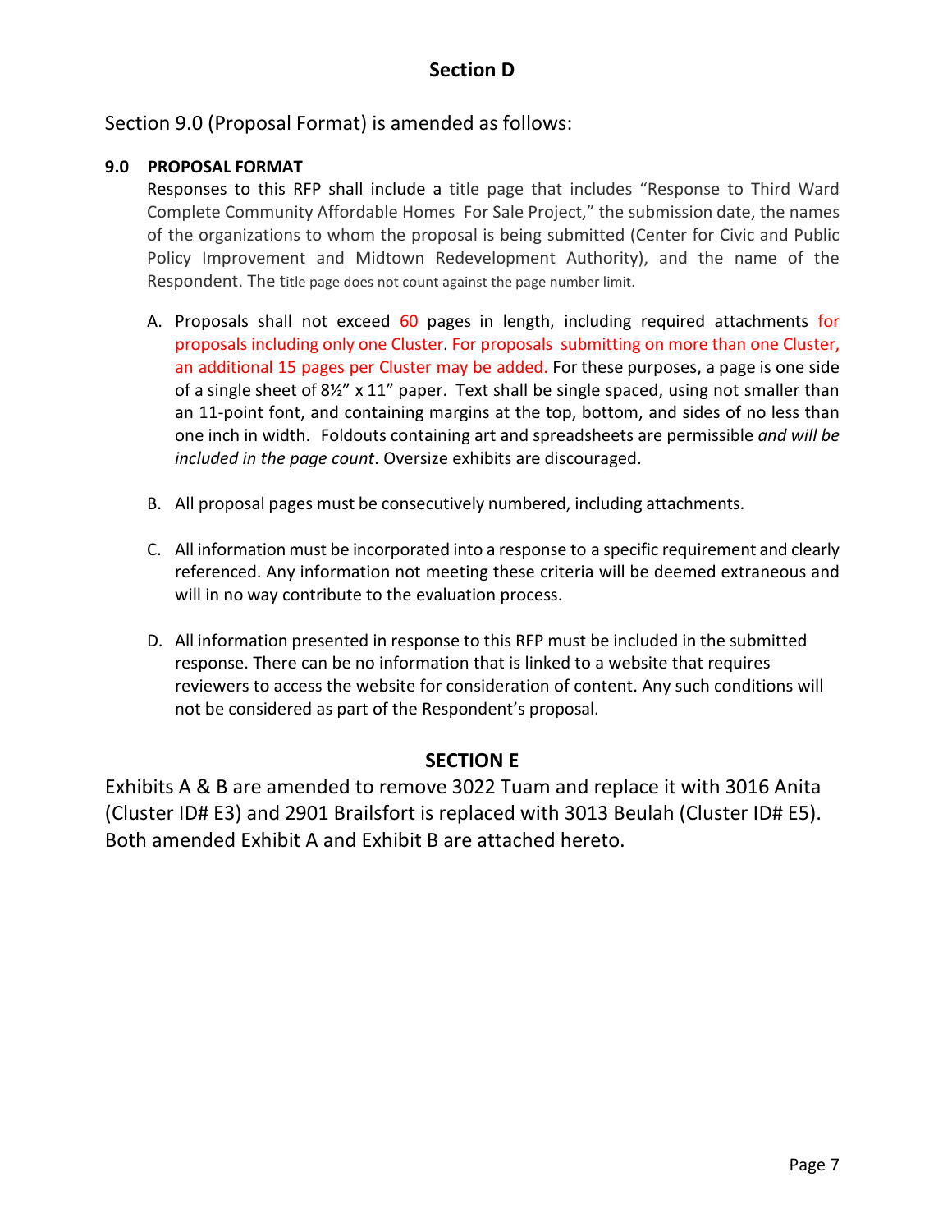## Section D

Section 9.0 (Proposal Format) is amended as follows:

### 9.0 PROPOSAL FORMAT

Responses to this RFP shall include a title page that includes "Response to Third Ward Complete Community Affordable Homes For Sale Project," the submission date, the names of the organizations to whom the proposal is being submitted (Center for Civic and Public Policy Improvement and Midtown Redevelopment Authority), and the name of the Respondent. The title page does not count against the page number limit.

A. Proposals shall not exceed 60 pages in length, including required attachments for proposals including only one Cluster. For proposals submitting on more than one Cluster, an additional 15 pages per Cluster may be added. For these purposes, a page is one side of a single sheet of 8½" x 11" paper. Text shall be single spaced, using not smaller than an 11-point font, and containing margins at the top, bottom, and sides of no less than one inch in width. Foldouts containing art and spreadsheets are permissible *and will be included in the page count*. Oversize exhibits are discouraged.

B. All proposal pages must be consecutively numbered, including attachments.

C. All information must be incorporated into a response to a specific requirement and clearly referenced. Any information not meeting these criteria will be deemed extraneous and will in no way contribute to the evaluation process.

D. All information presented in response to this RFP must be included in the submitted response. There can be no information that is linked to a website that requires reviewers to access the website for consideration of content. Any such conditions will not be considered as part of the Respondent's proposal.

## SECTION E

Exhibits A & B are amended to remove 3022 Tuam and replace it with 3016 Anita (Cluster ID# E3) and 2901 Brailsfort is replaced with 3013 Beulah (Cluster ID# E5). Both amended Exhibit A and Exhibit B are attached hereto.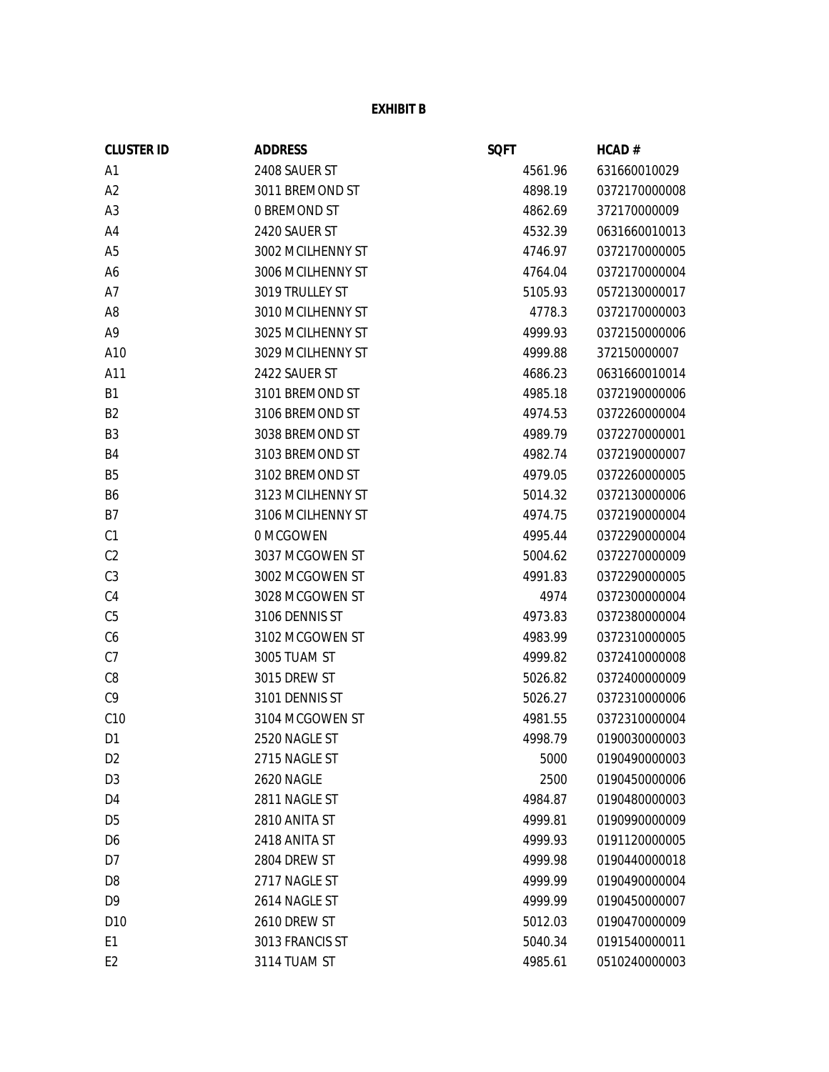**EXHIBIT B**

| CLUSTER ID | ADDRESS | SQFT | HCAD # |
|---|---|---|---|
| A1 | 2408 SAUER ST | 4561.96 | 631660010029 |
| A2 | 3011 BREMOND ST | 4898.19 | 0372170000008 |
| A3 | 0 BREMOND ST | 4862.69 | 372170000009 |
| A4 | 2420 SAUER ST | 4532.39 | 0631660010013 |
| A5 | 3002 MCILHENNY ST | 4746.97 | 0372170000005 |
| A6 | 3006 MCILHENNY ST | 4764.04 | 0372170000004 |
| A7 | 3019 TRULLEY ST | 5105.93 | 0572130000017 |
| A8 | 3010 MCILHENNY ST | 4778.3 | 0372170000003 |
| A9 | 3025 MCILHENNY ST | 4999.93 | 0372150000006 |
| A10 | 3029 MCILHENNY ST | 4999.88 | 372150000007 |
| A11 | 2422 SAUER ST | 4686.23 | 0631660010014 |
| B1 | 3101 BREMOND ST | 4985.18 | 0372190000006 |
| B2 | 3106 BREMOND ST | 4974.53 | 0372260000004 |
| B3 | 3038 BREMOND ST | 4989.79 | 0372270000001 |
| B4 | 3103 BREMOND ST | 4982.74 | 0372190000007 |
| B5 | 3102 BREMOND ST | 4979.05 | 0372260000005 |
| B6 | 3123 MCILHENNY ST | 5014.32 | 0372130000006 |
| B7 | 3106 MCILHENNY ST | 4974.75 | 0372190000004 |
| C1 | 0 MCGOWEN | 4995.44 | 0372290000004 |
| C2 | 3037 MCGOWEN ST | 5004.62 | 0372270000009 |
| C3 | 3002 MCGOWEN ST | 4991.83 | 0372290000005 |
| C4 | 3028 MCGOWEN ST | 4974 | 0372300000004 |
| C5 | 3106 DENNIS ST | 4973.83 | 0372380000004 |
| C6 | 3102 MCGOWEN ST | 4983.99 | 0372310000005 |
| C7 | 3005 TUAM ST | 4999.82 | 0372410000008 |
| C8 | 3015 DREW ST | 5026.82 | 0372400000009 |
| C9 | 3101 DENNIS ST | 5026.27 | 0372310000006 |
| C10 | 3104 MCGOWEN ST | 4981.55 | 0372310000004 |
| D1 | 2520 NAGLE ST | 4998.79 | 0190030000003 |
| D2 | 2715 NAGLE ST | 5000 | 0190490000003 |
| D3 | 2620 NAGLE | 2500 | 0190450000006 |
| D4 | 2811 NAGLE ST | 4984.87 | 0190480000003 |
| D5 | 2810 ANITA ST | 4999.81 | 0190990000009 |
| D6 | 2418 ANITA ST | 4999.93 | 0191120000005 |
| D7 | 2804 DREW ST | 4999.98 | 0190440000018 |
| D8 | 2717 NAGLE ST | 4999.99 | 0190490000004 |
| D9 | 2614 NAGLE ST | 4999.99 | 0190450000007 |
| D10 | 2610 DREW ST | 5012.03 | 0190470000009 |
| E1 | 3013 FRANCIS ST | 5040.34 | 0191540000011 |
| E2 | 3114 TUAM ST | 4985.61 | 0510240000003 |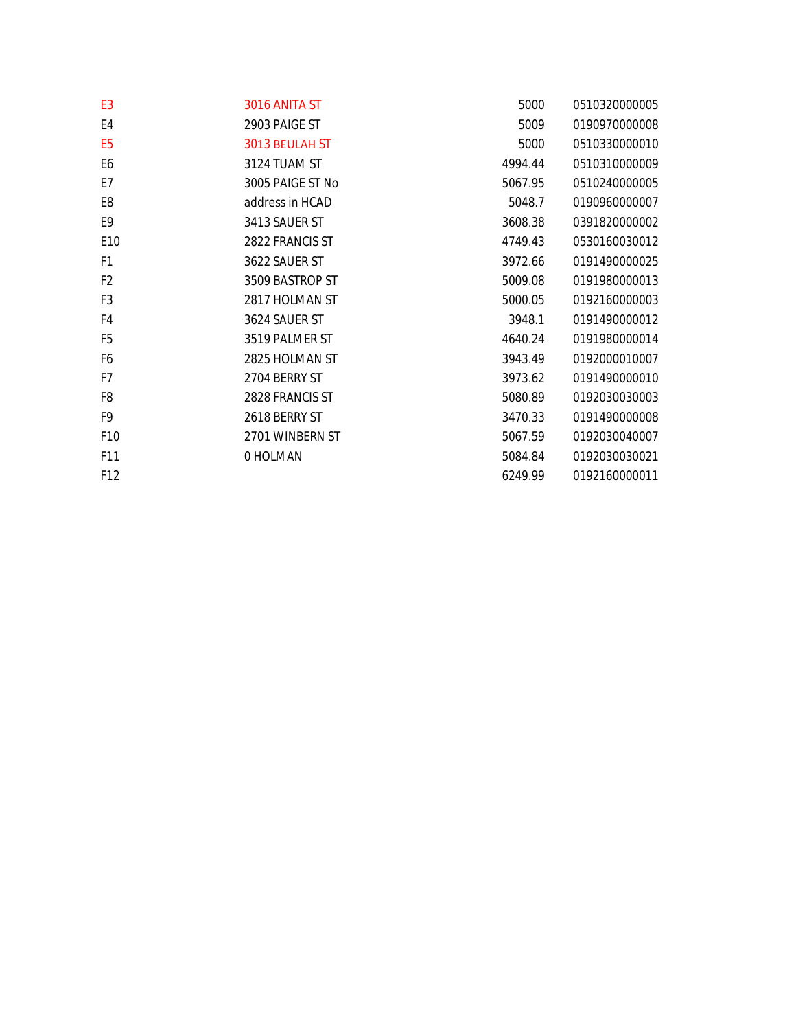| | | | |
|---|---|---|---|
| E3 | 3016 ANITA ST | 5000 | 0510320000005 |
| E4 | 2903 PAIGE ST | 5009 | 0190970000008 |
| E5 | 3013 BEULAH ST | 5000 | 0510330000010 |
| E6 | 3124 TUAM ST | 4994.44 | 0510310000009 |
| E7 | 3005 PAIGE ST No | 5067.95 | 0510240000005 |
| E8 | address in HCAD | 5048.7 | 0190960000007 |
| E9 | 3413 SAUER ST | 3608.38 | 0391820000002 |
| E10 | 2822 FRANCIS ST | 4749.43 | 0530160030012 |
| F1 | 3622 SAUER ST | 3972.66 | 0191490000025 |
| F2 | 3509 BASTROP ST | 5009.08 | 0191980000013 |
| F3 | 2817 HOLMAN ST | 5000.05 | 0192160000003 |
| F4 | 3624 SAUER ST | 3948.1 | 0191490000012 |
| F5 | 3519 PALMER ST | 4640.24 | 0191980000014 |
| F6 | 2825 HOLMAN ST | 3943.49 | 0192000010007 |
| F7 | 2704 BERRY ST | 3973.62 | 0191490000010 |
| F8 | 2828 FRANCIS ST | 5080.89 | 0192030030003 |
| F9 | 2618 BERRY ST | 3470.33 | 0191490000008 |
| F10 | 2701 WINBERN ST | 5067.59 | 0192030040007 |
| F11 | 0 HOLMAN | 5084.84 | 0192030030021 |
| F12 | | 6249.99 | 0192160000011 |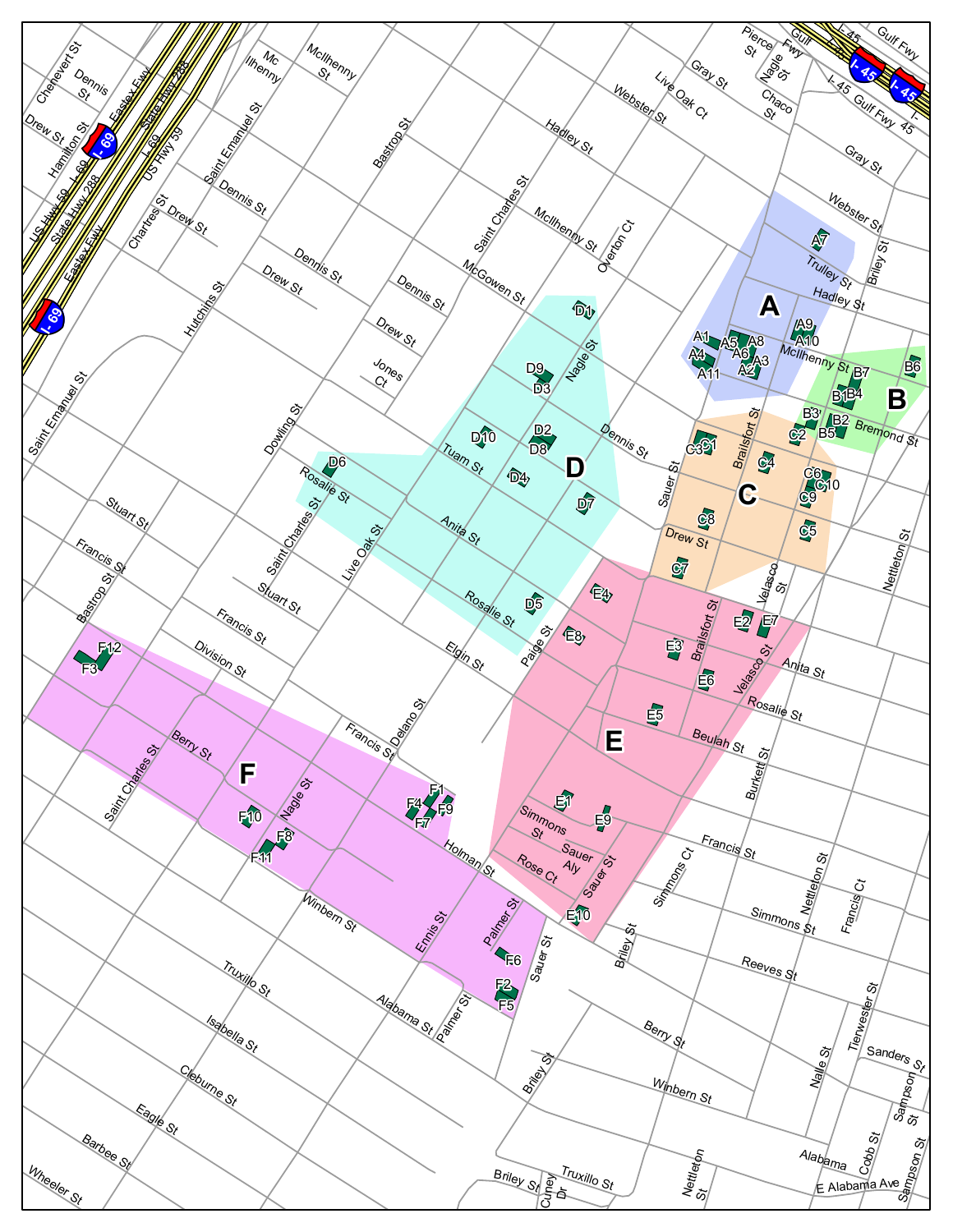A
A1
A2
A3
A4
A5
A6
A7
A8
A9
A10
A11

B
B1
B2
B3
B4
B5
B6
B7

C
C1
C2
C3
C4
C5
C6
C7
C8
C9
C10

D
D1
D2
D3
D4
D5
D6
D7
D8
D9
D10

E
E1
E2
E3
E4
E5
E6
E7
E8
E9
E10

F
F1
F2
F3
F4
F5
F6
F7
F8
F9
F10
F11
F12

I-69
I-45
US Hwy 59
State Hwy 288
Eastex Fwy
Gulf Fwy
Chenevert St
Dennis St
Drew St
Hamilton St
Chartres St
Mc Ilhenny
McIlhenny St
Saint Emanuel St
Bastrop St
Hutchins St
Jones Ct
Saint Charles St
McGowen St
Hadley St
Webster St
Live Oak Ct
Overton Ct
Gray St
Pierce St
Nagle St
Chaco St
Trulley St
Briley St
Tuam St
Dowling St
Rosalie St
Anita St
Live Oak St
Stuart St
Francis St
Division St
Elgin St
Paige St
Delano St
Berry St
Holman St
Ennis St
Palmer St
Sauer St
Sauer Aly
Simmons St
Simmons Ct
Rose Ct
Winbern St
Truxillo St
Isabella St
Cleburne St
Eagle St
Barbee St
Wheeler St
Alabama St
Brailsfort St
Velasco St
Bremond St
Beulah St
Burkett St
Nettleton St
Francis Ct
Reeves St
Tierwester St
Sanders St
Sampson St
Nalle St
Cobb St
E Alabama Ave
Alabama
Cuney Dr